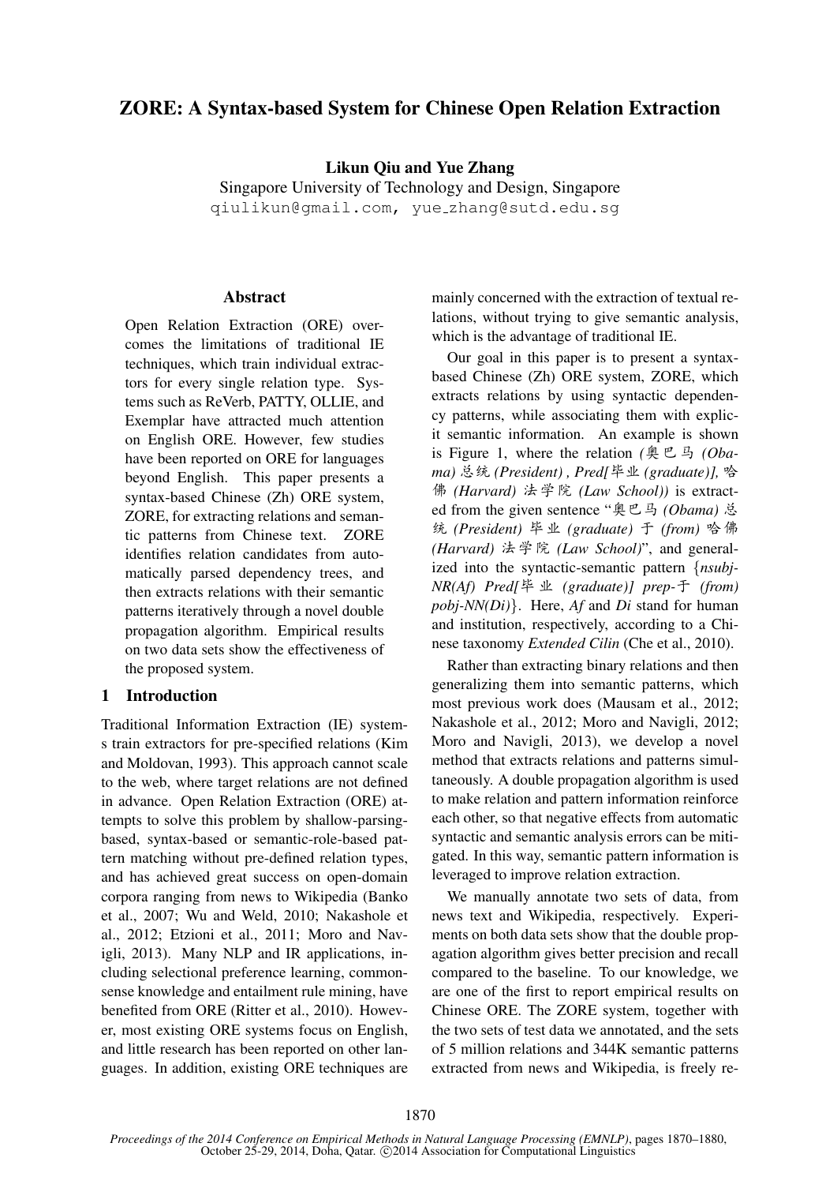# ZORE: A Syntax-based System for Chinese Open Relation Extraction

**Likun Qiu and Yue Zhang**

Singapore University of Technology and Design, Singapore

qiulikun@gmail.com, yue_zhang@sutd.edu.sg

## Abstract

Open Relation Extraction (ORE) overcomes the limitations of traditional IE techniques, which train individual extractors for every single relation type. Systems such as ReVerb, PATTY, OLLIE, and Exemplar have attracted much attention on English ORE. However, few studies have been reported on ORE for languages beyond English. This paper presents a syntax-based Chinese (Zh) ORE system, ZORE, for extracting relations and semantic patterns from Chinese text. ZORE identifies relation candidates from automatically parsed dependency trees, and then extracts relations with their semantic patterns iteratively through a novel double propagation algorithm. Empirical results on two data sets show the effectiveness of the proposed system.

## 1 Introduction

Traditional Information Extraction (IE) systems train extractors for pre-specified relations (Kim and Moldovan, 1993). This approach cannot scale to the web, where target relations are not defined in advance. Open Relation Extraction (ORE) attempts to solve this problem by shallow-parsing-based, syntax-based or semantic-role-based pattern matching without pre-defined relation types, and has achieved great success on open-domain corpora ranging from news to Wikipedia (Banko et al., 2007; Wu and Weld, 2010; Nakashole et al., 2012; Etzioni et al., 2011; Moro and Navigli, 2013). Many NLP and IR applications, including selectional preference learning, commonsense knowledge and entailment rule mining, have benefited from ORE (Ritter et al., 2010). However, most existing ORE systems focus on English, and little research has been reported on other languages. In addition, existing ORE techniques are mainly concerned with the extraction of textual relations, without trying to give semantic analysis, which is the advantage of traditional IE.

Our goal in this paper is to present a syntax-based Chinese (Zh) ORE system, ZORE, which extracts relations by using syntactic dependency patterns, while associating them with explicit semantic information. An example is shown is Figure 1, where the relation *(奥巴马 (Obama) 总统 (President) , Pred[毕业 (graduate)], 哈佛 (Harvard) 法学院 (Law School))* is extracted from the given sentence "奥巴马 *(Obama)* 总统 *(President)* 毕业 *(graduate)* 于 *(from)* 哈佛 *(Harvard)* 法学院 *(Law School)*", and generalized into the syntactic-semantic pattern {*nsubj-NR(Af) Pred[毕业 (graduate)] prep-于 (from) pobj-NN(Di)*}. Here, *Af* and *Di* stand for human and institution, respectively, according to a Chinese taxonomy *Extended Cilin* (Che et al., 2010).

Rather than extracting binary relations and then generalizing them into semantic patterns, which most previous work does (Mausam et al., 2012; Nakashole et al., 2012; Moro and Navigli, 2012; Moro and Navigli, 2013), we develop a novel method that extracts relations and patterns simultaneously. A double propagation algorithm is used to make relation and pattern information reinforce each other, so that negative effects from automatic syntactic and semantic analysis errors can be mitigated. In this way, semantic pattern information is leveraged to improve relation extraction.

We manually annotate two sets of data, from news text and Wikipedia, respectively. Experiments on both data sets show that the double propagation algorithm gives better precision and recall compared to the baseline. To our knowledge, we are one of the first to report empirical results on Chinese ORE. The ZORE system, together with the two sets of test data we annotated, and the sets of 5 million relations and 344K semantic patterns extracted from news and Wikipedia, is freely re-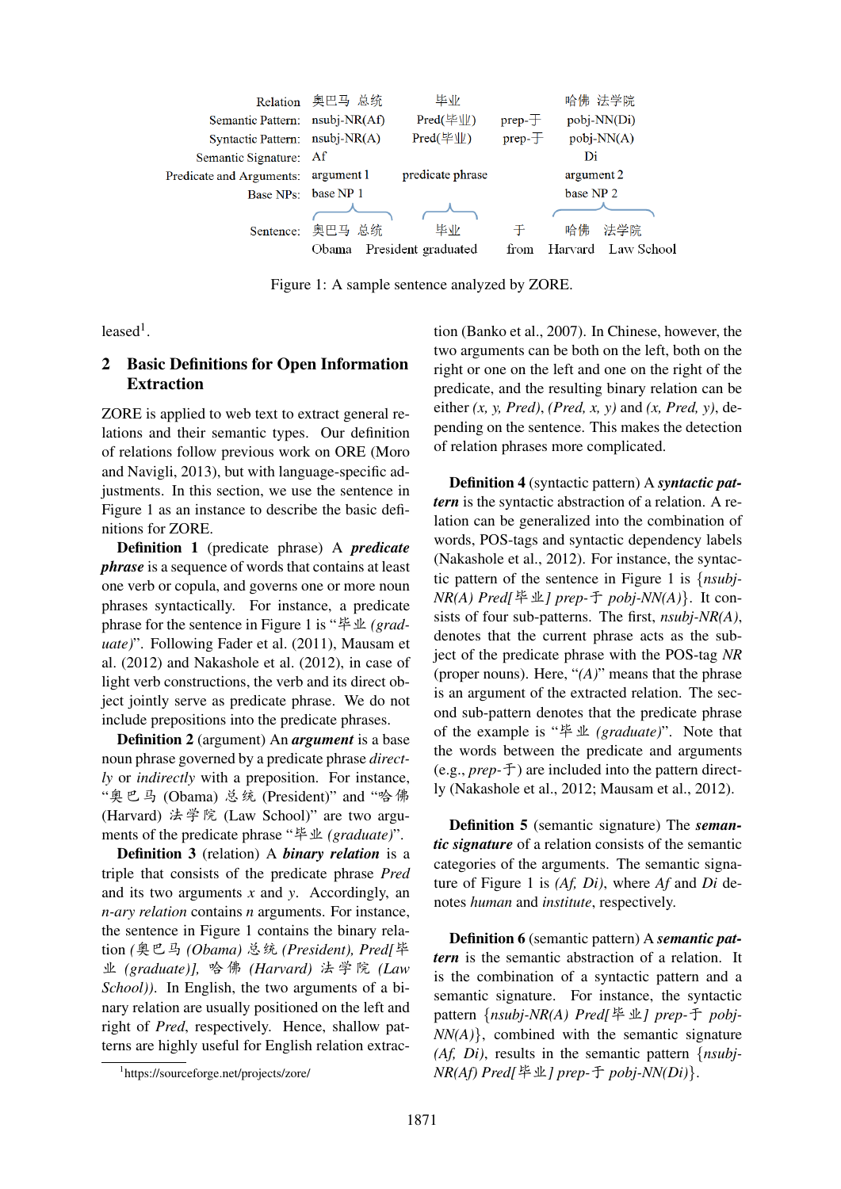| Relation | 奥巴马 总统 | 毕业 | | 哈佛 法学院 |
|---|---|---|---|---|
| Semantic Pattern: | nsubj-NR(Af) | Pred(毕业) | prep-于 | pobj-NN(Di) |
| Syntactic Pattern: | nsubj-NR(A) | Pred(毕业) | prep-于 | pobj-NN(A) |
| Semantic Signature: | Af | | | Di |
| Predicate and Arguments: | argument 1 | predicate phrase | | argument 2 |
| Base NPs: | base NP 1 | | | base NP 2 |
| Sentence: | 奥巴马 总统 | 毕业 | 于 | 哈佛 法学院 |
| | Obama President | graduated | from | Harvard Law School |

Figure 1: A sample sentence analyzed by ZORE.

leased[1].

## 2 Basic Definitions for Open Information Extraction

ZORE is applied to web text to extract general relations and their semantic types. Our definition of relations follow previous work on ORE (Moro and Navigli, 2013), but with language-specific adjustments. In this section, we use the sentence in Figure 1 as an instance to describe the basic definitions for ZORE.

**Definition 1** (predicate phrase) A ***predicate phrase*** is a sequence of words that contains at least one verb or copula, and governs one or more noun phrases syntactically. For instance, a predicate phrase for the sentence in Figure 1 is "毕业 *(graduate)*". Following Fader et al. (2011), Mausam et al. (2012) and Nakashole et al. (2012), in case of light verb constructions, the verb and its direct object jointly serve as predicate phrase. We do not include prepositions into the predicate phrases.

**Definition 2** (argument) An ***argument*** is a base noun phrase governed by a predicate phrase *directly* or *indirectly* with a preposition. For instance, "奥巴马 (Obama) 总统 (President)" and "哈佛 (Harvard) 法学院 (Law School)" are two arguments of the predicate phrase "毕业 *(graduate)*".

**Definition 3** (relation) A ***binary relation*** is a triple that consists of the predicate phrase *Pred* and its two arguments *x* and *y*. Accordingly, an *n-ary relation* contains *n* arguments. For instance, the sentence in Figure 1 contains the binary relation *(*奥巴马 *(Obama)* 总统 *(President), Pred[*毕业 *(graduate)],* 哈佛 *(Harvard)* 法学院 *(Law School))*. In English, the two arguments of a binary relation are usually positioned on the left and right of *Pred*, respectively. Hence, shallow patterns are highly useful for English relation extraction (Banko et al., 2007). In Chinese, however, the two arguments can be both on the left, both on the right or one on the left and one on the right of the predicate, and the resulting binary relation can be either *(x, y, Pred)*, *(Pred, x, y)* and *(x, Pred, y)*, depending on the sentence. This makes the detection of relation phrases more complicated.

**Definition 4** (syntactic pattern) A ***syntactic pattern*** is the syntactic abstraction of a relation. A relation can be generalized into the combination of words, POS-tags and syntactic dependency labels (Nakashole et al., 2012). For instance, the syntactic pattern of the sentence in Figure 1 is {*nsubj-NR(A) Pred[*毕业*] prep-*于 *pobj-NN(A)*}. It consists of four sub-patterns. The first, *nsubj-NR(A)*, denotes that the current phrase acts as the subject of the predicate phrase with the POS-tag *NR* (proper nouns). Here, "*(A)*" means that the phrase is an argument of the extracted relation. The second sub-pattern denotes that the predicate phrase of the example is "毕业 *(graduate)*". Note that the words between the predicate and arguments (e.g., *prep-*于) are included into the pattern directly (Nakashole et al., 2012; Mausam et al., 2012).

**Definition 5** (semantic signature) The ***semantic signature*** of a relation consists of the semantic categories of the arguments. The semantic signature of Figure 1 is *(Af, Di)*, where *Af* and *Di* denotes *human* and *institute*, respectively.

**Definition 6** (semantic pattern) A ***semantic pattern*** is the semantic abstraction of a relation. It is the combination of a syntactic pattern and a semantic signature. For instance, the syntactic pattern {*nsubj-NR(A) Pred[*毕业*] prep-*于 *pobj-NN(A)*}, combined with the semantic signature *(Af, Di)*, results in the semantic pattern {*nsubj-NR(Af) Pred[*毕业*] prep-*于 *pobj-NN(Di)*}.

[1] https://sourceforge.net/projects/zore/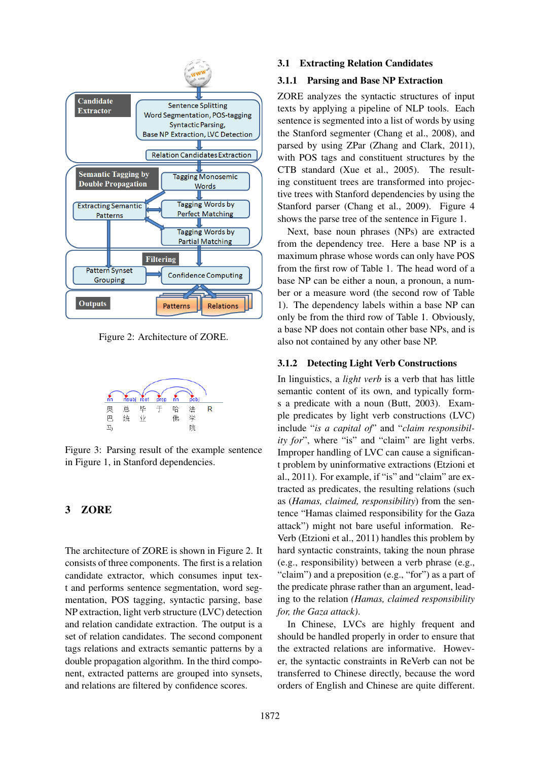Figure 2: Architecture of ZORE.

Figure 3: Parsing result of the example sentence in Figure 1, in Stanford dependencies.

# 3 ZORE

The architecture of ZORE is shown in Figure 2. It consists of three components. The first is a relation candidate extractor, which consumes input text and performs sentence segmentation, word segmentation, POS tagging, syntactic parsing, base NP extraction, light verb structure (LVC) detection and relation candidate extraction. The output is a set of relation candidates. The second component tags relations and extracts semantic patterns by a double propagation algorithm. In the third component, extracted patterns are grouped into synsets, and relations are filtered by confidence scores.

## 3.1 Extracting Relation Candidates

### 3.1.1 Parsing and Base NP Extraction

ZORE analyzes the syntactic structures of input texts by applying a pipeline of NLP tools. Each sentence is segmented into a list of words by using the Stanford segmenter (Chang et al., 2008), and parsed by using ZPar (Zhang and Clark, 2011), with POS tags and constituent structures by the CTB standard (Xue et al., 2005). The resulting constituent trees are transformed into projective trees with Stanford dependencies by using the Stanford parser (Chang et al., 2009). Figure 4 shows the parse tree of the sentence in Figure 1.

Next, base noun phrases (NPs) are extracted from the dependency tree. Here a base NP is a maximum phrase whose words can only have POS from the first row of Table 1. The head word of a base NP can be either a noun, a pronoun, a number or a measure word (the second row of Table 1). The dependency labels within a base NP can only be from the third row of Table 1. Obviously, a base NP does not contain other base NPs, and is also not contained by any other base NP.

### 3.1.2 Detecting Light Verb Constructions

In linguistics, a *light verb* is a verb that has little semantic content of its own, and typically forms a predicate with a noun (Butt, 2003). Example predicates by light verb constructions (LVC) include "*is a capital of*" and "*claim responsibility for*", where "is" and "claim" are light verbs. Improper handling of LVC can cause a significant problem by uninformative extractions (Etzioni et al., 2011). For example, if "is" and "claim" are extracted as predicates, the resulting relations (such as (*Hamas, claimed, responsibility*) from the sentence "Hamas claimed responsibility for the Gaza attack") might not bare useful information. ReVerb (Etzioni et al., 2011) handles this problem by hard syntactic constraints, taking the noun phrase (e.g., responsibility) between a verb phrase (e.g., "claim") and a preposition (e.g., "for") as a part of the predicate phrase rather than an argument, leading to the relation *(Hamas, claimed responsibility for, the Gaza attack)*.

In Chinese, LVCs are highly frequent and should be handled properly in order to ensure that the extracted relations are informative. However, the syntactic constraints in ReVerb can not be transferred to Chinese directly, because the word orders of English and Chinese are quite different.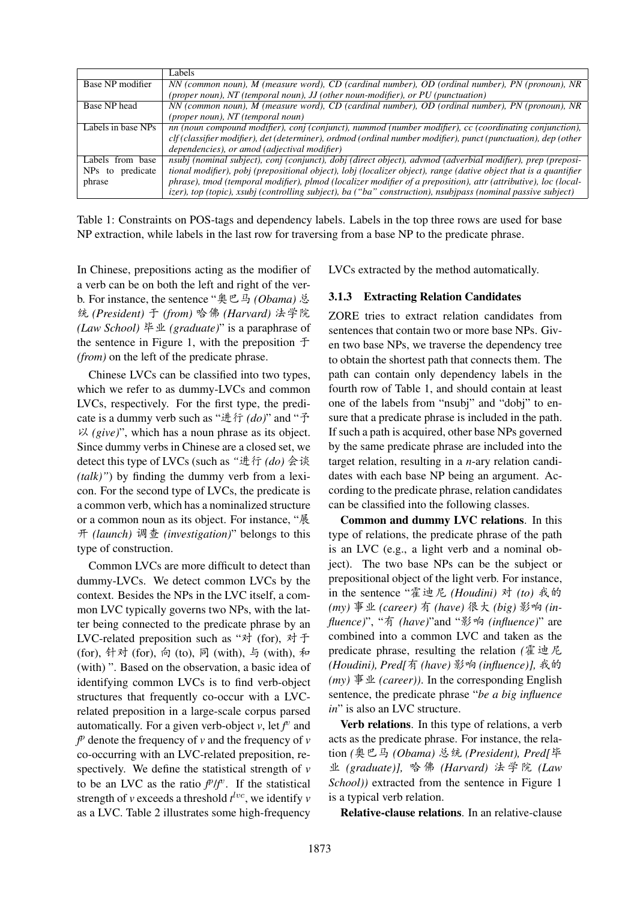| | Labels |
|---|---|
| Base NP modifier | *NN (common noun), M (measure word), CD (cardinal number), OD (ordinal number), PN (pronoun), NR (proper noun), NT (temporal noun), JJ (other noun-modifier), or PU (punctuation)* |
| Base NP head | *NN (common noun), M (measure word), CD (cardinal number), OD (ordinal number), PN (pronoun), NR (proper noun), NT (temporal noun)* |
| Labels in base NPs | *nn (noun compound modifier), conj (conjunct), nummod (number modifier), cc (coordinating conjunction), clf (classifier modifier), det (determiner), ordmod (ordinal number modifier), punct (punctuation), dep (other dependencies), or amod (adjectival modifier)* |
| Labels from base NPs to predicate phrase | *nsubj (nominal subject), conj (conjunct), dobj (direct object), advmod (adverbial modifier), prep (prepositional modifier), pobj (prepositional object), lobj (localizer object), range (dative object that is a quantifier phrase), tmod (temporal modifier), plmod (localizer modifier of a preposition), attr (attributive), loc (localizer), top (topic), xsubj (controlling subject), ba ("ba" construction), nsubjpass (nominal passive subject)* |

Table 1: Constraints on POS-tags and dependency labels. Labels in the top three rows are used for base NP extraction, while labels in the last row for traversing from a base NP to the predicate phrase.

In Chinese, prepositions acting as the modifier of a verb can be on both the left and right of the verb. For instance, the sentence "奥巴马 *(Obama)* 总统 *(President)* 于 *(from)* 哈佛 *(Harvard)* 法学院 *(Law School)* 毕业 *(graduate)*" is a paraphrase of the sentence in Figure 1, with the preposition 于 *(from)* on the left of the predicate phrase.

Chinese LVCs can be classified into two types, which we refer to as dummy-LVCs and common LVCs, respectively. For the first type, the predicate is a dummy verb such as "进行 *(do)*" and "予以 *(give)*", which has a noun phrase as its object. Since dummy verbs in Chinese are a closed set, we detect this type of LVCs (such as *"*进行 *(do)* 会谈 *(talk)"*) by finding the dummy verb from a lexicon. For the second type of LVCs, the predicate is a common verb, which has a nominalized structure or a common noun as its object. For instance, "展开 *(launch)* 调查 *(investigation)*" belongs to this type of construction.

Common LVCs are more difficult to detect than dummy-LVCs. We detect common LVCs by the context. Besides the NPs in the LVC itself, a common LVC typically governs two NPs, with the latter being connected to the predicate phrase by an LVC-related preposition such as "对 (for), 对于 (for), 针对 (for), 向 (to), 同 (with), 与 (with), 和 (with) ". Based on the observation, a basic idea of identifying common LVCs is to find verb-object structures that frequently co-occur with a LVC-related preposition in a large-scale corpus parsed automatically. For a given verb-object $v$, let $f^v$ and $f^p$ denote the frequency of $v$ and the frequency of $v$ co-occurring with an LVC-related preposition, respectively. We define the statistical strength of $v$ to be an LVC as the ratio $f^p/f^v$. If the statistical strength of $v$ exceeds a threshold $t^{lvc}$, we identify $v$ as a LVC. Table 2 illustrates some high-frequency LVCs extracted by the method automatically.

### 3.1.3 Extracting Relation Candidates

ZORE tries to extract relation candidates from sentences that contain two or more base NPs. Given two base NPs, we traverse the dependency tree to obtain the shortest path that connects them. The path can contain only dependency labels in the fourth row of Table 1, and should contain at least one of the labels from "nsubj" and "dobj" to ensure that a predicate phrase is included in the path. If such a path is acquired, other base NPs governed by the same predicate phrase are included into the target relation, resulting in a *n*-ary relation candidates with each base NP being an argument. According to the predicate phrase, relation candidates can be classified into the following classes.

**Common and dummy LVC relations**. In this type of relations, the predicate phrase of the path is an LVC (e.g., a light verb and a nominal object). The two base NPs can be the subject or prepositional object of the light verb. For instance, in the sentence "霍迪尼 *(Houdini)* 对 *(to)* 我的 *(my)* 事业 *(career)* 有 *(have)* 很大 *(big)* 影响 *(influence)*", "有 *(have)*"and "影响 *(influence)*" are combined into a common LVC and taken as the predicate phrase, resulting the relation *(*霍迪尼 *(Houdini), Pred[*有 *(have)* 影响 *(influence)],* 我的 *(my)* 事业 *(career))*. In the corresponding English sentence, the predicate phrase "*be a big influence in*" is also an LVC structure.

**Verb relations**. In this type of relations, a verb acts as the predicate phrase. For instance, the relation *(*奥巴马 *(Obama)* 总统 *(President), Pred[*毕业 *(graduate)],* 哈佛 *(Harvard)* 法学院 *(Law School))* extracted from the sentence in Figure 1 is a typical verb relation.

**Relative-clause relations**. In an relative-clause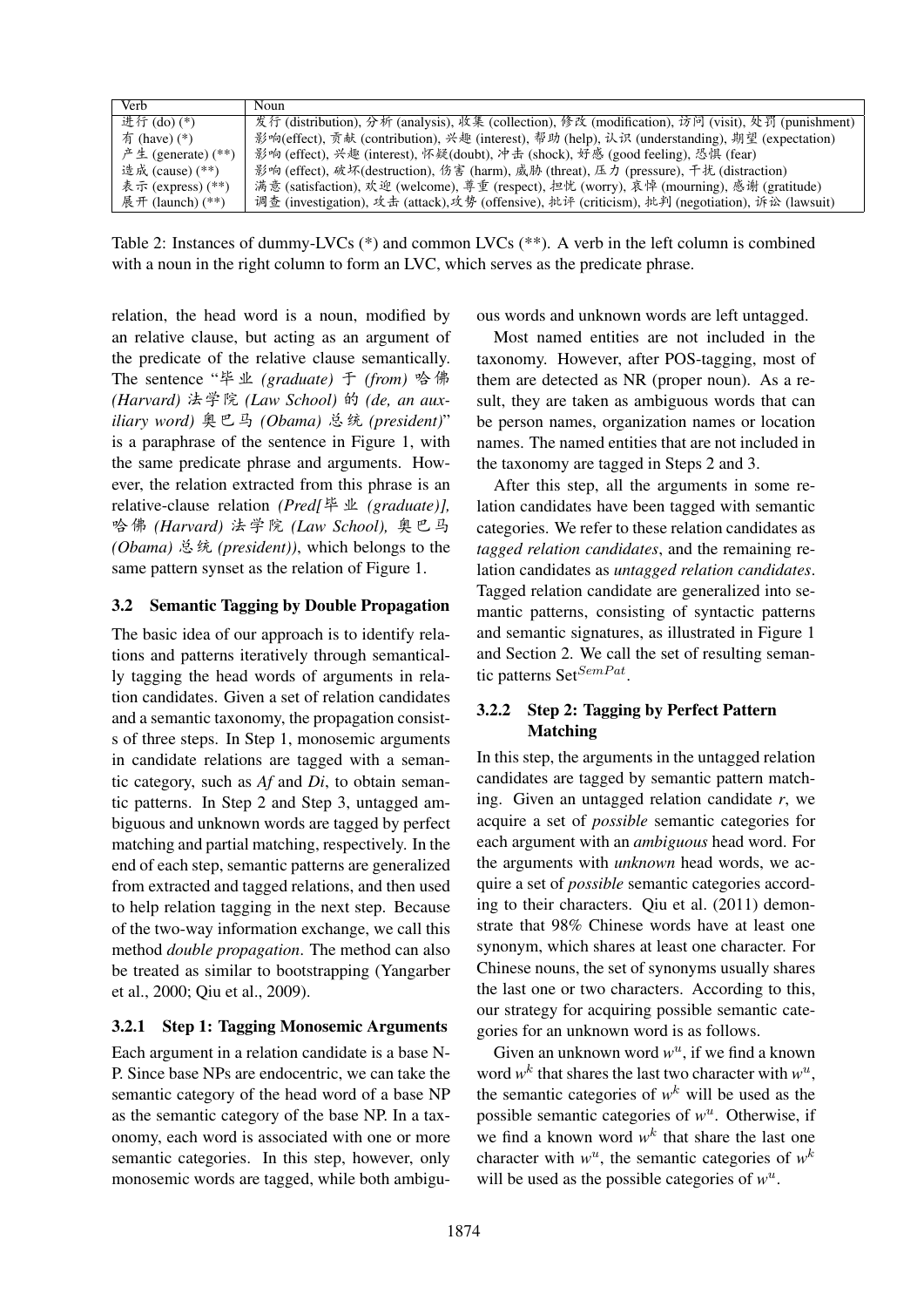| Verb | Noun |
|---|---|
| 进行 (do) (*) | 发行 (distribution), 分析 (analysis), 收集 (collection), 修改 (modification), 访问 (visit), 处罚 (punishment) |
| 有 (have) (*) | 影响(effect), 贡献 (contribution), 兴趣 (interest), 帮助 (help), 认识 (understanding), 期望 (expectation) |
| 产生 (generate) (**) | 影响 (effect), 兴趣 (interest), 怀疑(doubt), 冲击 (shock), 好感 (good feeling), 恐惧 (fear) |
| 造成 (cause) (**) | 影响 (effect), 破坏(destruction), 伤害 (harm), 威胁 (threat), 压力 (pressure), 干扰 (distraction) |
| 表示 (express) (**) | 满意 (satisfaction), 欢迎 (welcome), 尊重 (respect), 担忧 (worry), 哀悼 (mourning), 感谢 (gratitude) |
| 展开 (launch) (**) | 调查 (investigation), 攻击 (attack),攻势 (offensive), 批评 (criticism), 批判 (negotiation), 诉讼 (lawsuit) |

Table 2: Instances of dummy-LVCs (*) and common LVCs (**). A verb in the left column is combined with a noun in the right column to form an LVC, which serves as the predicate phrase.

relation, the head word is a noun, modified by an relative clause, but acting as an argument of the predicate of the relative clause semantically. The sentence "毕业 *(graduate)* 于 *(from)* 哈佛 *(Harvard)* 法学院 *(Law School)* 的 *(de, an auxiliary word)* 奥巴马 *(Obama)* 总统 *(president)*" is a paraphrase of the sentence in Figure 1, with the same predicate phrase and arguments. However, the relation extracted from this phrase is an relative-clause relation *(Pred[毕业 (graduate)], 哈佛 (Harvard) 法学院 (Law School), 奥巴马 (Obama) 总统 (president))*, which belongs to the same pattern synset as the relation of Figure 1.

### 3.2 Semantic Tagging by Double Propagation

The basic idea of our approach is to identify relations and patterns iteratively through semantically tagging the head words of arguments in relation candidates. Given a set of relation candidates and a semantic taxonomy, the propagation consists of three steps. In Step 1, monosemic arguments in candidate relations are tagged with a semantic category, such as *Af* and *Di*, to obtain semantic patterns. In Step 2 and Step 3, untagged ambiguous and unknown words are tagged by perfect matching and partial matching, respectively. In the end of each step, semantic patterns are generalized from extracted and tagged relations, and then used to help relation tagging in the next step. Because of the two-way information exchange, we call this method *double propagation*. The method can also be treated as similar to bootstrapping (Yangarber et al., 2000; Qiu et al., 2009).

#### 3.2.1 Step 1: Tagging Monosemic Arguments

Each argument in a relation candidate is a base NP. Since base NPs are endocentric, we can take the semantic category of the head word of a base NP as the semantic category of the base NP. In a taxonomy, each word is associated with one or more semantic categories. In this step, however, only monosemic words are tagged, while both ambiguous words and unknown words are left untagged.

Most named entities are not included in the taxonomy. However, after POS-tagging, most of them are detected as NR (proper noun). As a result, they are taken as ambiguous words that can be person names, organization names or location names. The named entities that are not included in the taxonomy are tagged in Steps 2 and 3.

After this step, all the arguments in some relation candidates have been tagged with semantic categories. We refer to these relation candidates as *tagged relation candidates*, and the remaining relation candidates as *untagged relation candidates*. Tagged relation candidate are generalized into semantic patterns, consisting of syntactic patterns and semantic signatures, as illustrated in Figure 1 and Section 2. We call the set of resulting semantic patterns $\text{Set}^{SemPat}$.

#### 3.2.2 Step 2: Tagging by Perfect Pattern Matching

In this step, the arguments in the untagged relation candidates are tagged by semantic pattern matching. Given an untagged relation candidate *r*, we acquire a set of *possible* semantic categories for each argument with an *ambiguous* head word. For the arguments with *unknown* head words, we acquire a set of *possible* semantic categories according to their characters. Qiu et al. (2011) demonstrate that 98% Chinese words have at least one synonym, which shares at least one character. For Chinese nouns, the set of synonyms usually shares the last one or two characters. According to this, our strategy for acquiring possible semantic categories for an unknown word is as follows.

Given an unknown word $w^u$, if we find a known word $w^k$ that shares the last two character with $w^u$, the semantic categories of $w^k$ will be used as the possible semantic categories of $w^u$. Otherwise, if we find a known word $w^k$ that share the last one character with $w^u$, the semantic categories of $w^k$ will be used as the possible categories of $w^u$.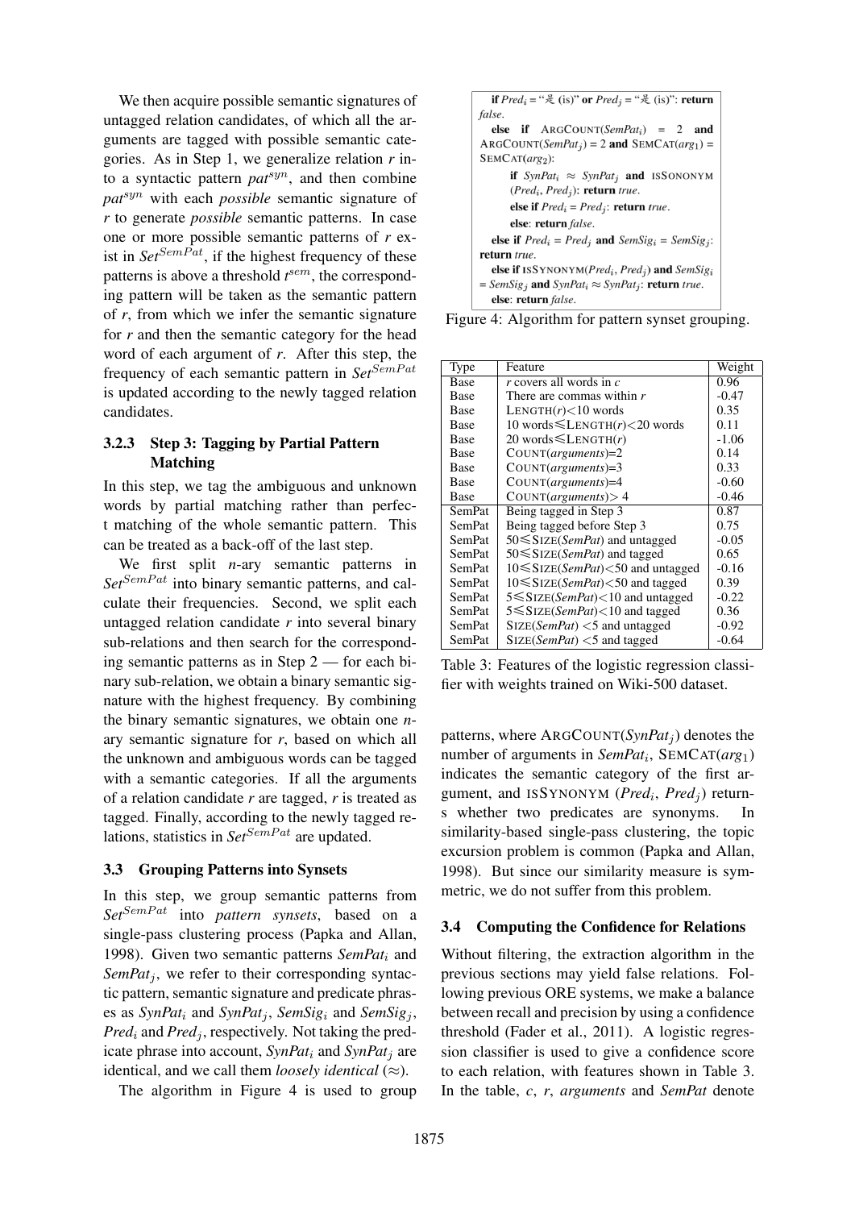We then acquire possible semantic signatures of untagged relation candidates, of which all the arguments are tagged with possible semantic categories. As in Step 1, we generalize relation *r* into a syntactic pattern $pat^{syn}$, and then combine $pat^{syn}$ with each *possible* semantic signature of *r* to generate *possible* semantic patterns. In case one or more possible semantic patterns of *r* exist in $Set^{SemPat}$, if the highest frequency of these patterns is above a threshold $t^{sem}$, the corresponding pattern will be taken as the semantic pattern of *r*, from which we infer the semantic signature for *r* and then the semantic category for the head word of each argument of *r*. After this step, the frequency of each semantic pattern in $Set^{SemPat}$ is updated according to the newly tagged relation candidates.

#### 3.2.3 Step 3: Tagging by Partial Pattern Matching

In this step, we tag the ambiguous and unknown words by partial matching rather than perfect matching of the whole semantic pattern. This can be treated as a back-off of the last step.

We first split *n*-ary semantic patterns in $Set^{SemPat}$ into binary semantic patterns, and calculate their frequencies. Second, we split each untagged relation candidate *r* into several binary sub-relations and then search for the corresponding semantic patterns as in Step 2 — for each binary sub-relation, we obtain a binary semantic signature with the highest frequency. By combining the binary semantic signatures, we obtain one *n*-ary semantic signature for *r*, based on which all the unknown and ambiguous words can be tagged with a semantic categories. If all the arguments of a relation candidate *r* are tagged, *r* is treated as tagged. Finally, according to the newly tagged relations, statistics in $Set^{SemPat}$ are updated.

### 3.3 Grouping Patterns into Synsets

In this step, we group semantic patterns from $Set^{SemPat}$ into *pattern synsets*, based on a single-pass clustering process (Papka and Allan, 1998). Given two semantic patterns $SemPat_i$ and $SemPat_j$, we refer to their corresponding syntactic pattern, semantic signature and predicate phrases as $SynPat_i$ and $SynPat_j$, $SemSig_i$ and $SemSig_j$, $Pred_i$ and $Pred_j$, respectively. Not taking the predicate phrase into account, $SynPat_i$ and $SynPat_j$ are identical, and we call them *loosely identical* ($\approx$).

The algorithm in Figure 4 is used to group

```
if Pred_i = "是 (is)" or Pred_j = "是 (is)": return false.
else if ARGCOUNT(SemPat_i) = 2 and ARGCOUNT(SemPat_j) = 2 and SEMCAT(arg_1) = SEMCAT(arg_2):
    if SynPat_i ≈ SynPat_j and ISSONONYM (Pred_i, Pred_j): return true.
    else if Pred_i = Pred_j: return true.
    else: return false.
else if Pred_i = Pred_j and SemSig_i = SemSig_j: return true.
else if ISSYNONYM(Pred_i, Pred_j) and SemSig_i = SemSig_j and SynPat_i ≈ SynPat_j: return true.
else: return false.
```

Figure 4: Algorithm for pattern synset grouping.

| Type | Feature | Weight |
|---|---|---|
| Base | *r* covers all words in *c* | 0.96 |
| Base | There are commas within *r* | -0.47 |
| Base | LENGTH(*r*)<10 words | 0.35 |
| Base | 10 words⩽LENGTH(*r*)<20 words | 0.11 |
| Base | 20 words⩽LENGTH(*r*) | -1.06 |
| Base | COUNT(*arguments*)=2 | 0.14 |
| Base | COUNT(*arguments*)=3 | 0.33 |
| Base | COUNT(*arguments*)=4 | -0.60 |
| Base | COUNT(*arguments*)> 4 | -0.46 |
| SemPat | Being tagged in Step 3 | 0.87 |
| SemPat | Being tagged before Step 3 | 0.75 |
| SemPat | 50⩽SIZE(*SemPat*) and untagged | -0.05 |
| SemPat | 50⩽SIZE(*SemPat*) and tagged | 0.65 |
| SemPat | 10⩽SIZE(*SemPat*)<50 and untagged | -0.16 |
| SemPat | 10⩽SIZE(*SemPat*)<50 and tagged | 0.39 |
| SemPat | 5⩽SIZE(*SemPat*)<10 and untagged | -0.22 |
| SemPat | 5⩽SIZE(*SemPat*)<10 and tagged | 0.36 |
| SemPat | SIZE(*SemPat*) <5 and untagged | -0.92 |
| SemPat | SIZE(*SemPat*) <5 and tagged | -0.64 |

Table 3: Features of the logistic regression classifier with weights trained on Wiki-500 dataset.

patterns, where ARGCOUNT($SynPat_j$) denotes the number of arguments in $SemPat_i$, SEMCAT($arg_1$) indicates the semantic category of the first argument, and ISSYNONYM ($Pred_i$, $Pred_j$) returns whether two predicates are synonyms. In similarity-based single-pass clustering, the topic excursion problem is common (Papka and Allan, 1998). But since our similarity measure is symmetric, we do not suffer from this problem.

### 3.4 Computing the Confidence for Relations

Without filtering, the extraction algorithm in the previous sections may yield false relations. Following previous ORE systems, we make a balance between recall and precision by using a confidence threshold (Fader et al., 2011). A logistic regression classifier is used to give a confidence score to each relation, with features shown in Table 3. In the table, *c*, *r*, *arguments* and *SemPat* denote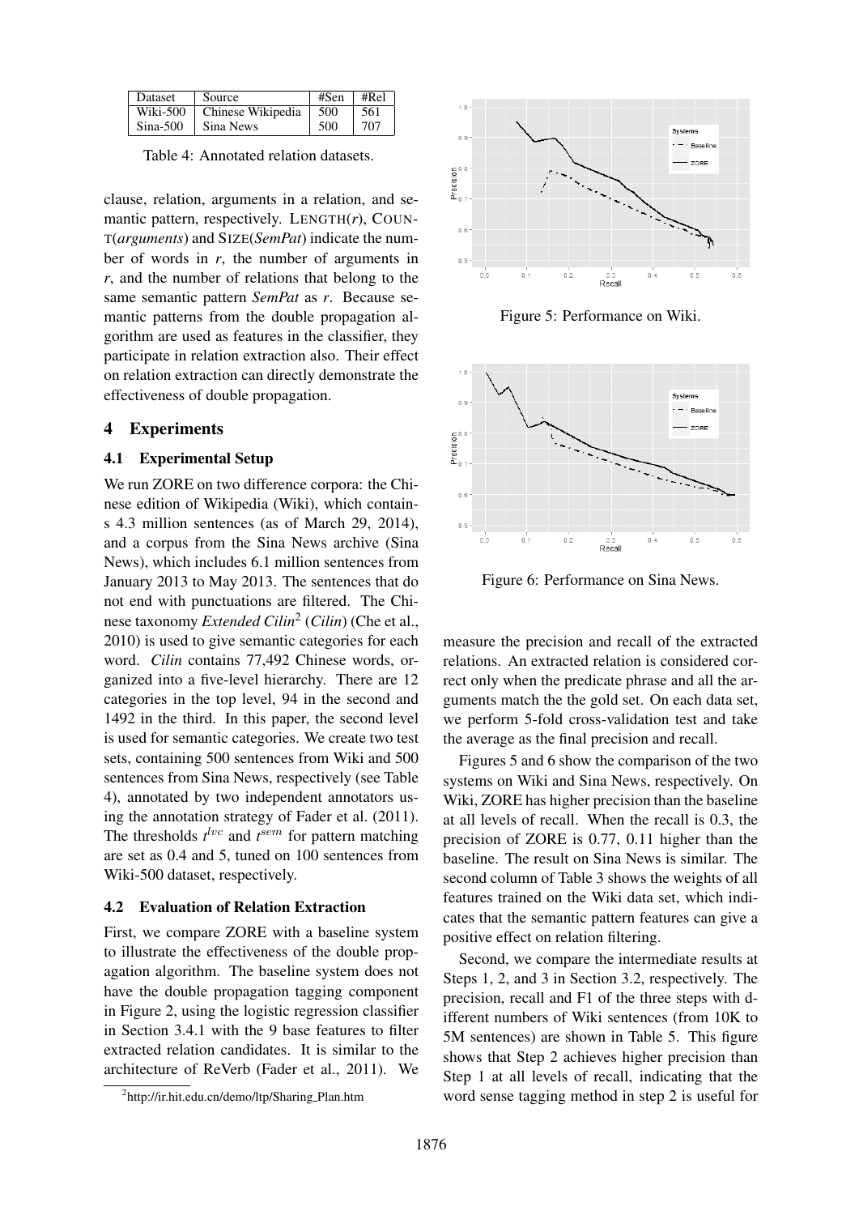| Dataset | Source | #Sen | #Rel |
|---|---|---|---|
| Wiki-500 | Chinese Wikipedia | 500 | 561 |
| Sina-500 | Sina News | 500 | 707 |

Table 4: Annotated relation datasets.

clause, relation, arguments in a relation, and semantic pattern, respectively. LENGTH(*r*), COUNT(*arguments*) and SIZE(*SemPat*) indicate the number of words in *r*, the number of arguments in *r*, and the number of relations that belong to the same semantic pattern *SemPat* as *r*. Because semantic patterns from the double propagation algorithm are used as features in the classifier, they participate in relation extraction also. Their effect on relation extraction can directly demonstrate the effectiveness of double propagation.

## 4 Experiments

### 4.1 Experimental Setup

We run ZORE on two difference corpora: the Chinese edition of Wikipedia (Wiki), which contains 4.3 million sentences (as of March 29, 2014), and a corpus from the Sina News archive (Sina News), which includes 6.1 million sentences from January 2013 to May 2013. The sentences that do not end with punctuations are filtered. The Chinese taxonomy *Extended Cilin*[2] (*Cilin*) (Che et al., 2010) is used to give semantic categories for each word. *Cilin* contains 77,492 Chinese words, organized into a five-level hierarchy. There are 12 categories in the top level, 94 in the second and 1492 in the third. In this paper, the second level is used for semantic categories. We create two test sets, containing 500 sentences from Wiki and 500 sentences from Sina News, respectively (see Table 4), annotated by two independent annotators using the annotation strategy of Fader et al. (2011). The thresholds $t^{lvc}$ and $t^{sem}$ for pattern matching are set as 0.4 and 5, tuned on 100 sentences from Wiki-500 dataset, respectively.

### 4.2 Evaluation of Relation Extraction

First, we compare ZORE with a baseline system to illustrate the effectiveness of the double propagation algorithm. The baseline system does not have the double propagation tagging component in Figure 2, using the logistic regression classifier in Section 3.4.1 with the 9 base features to filter extracted relation candidates. It is similar to the architecture of ReVerb (Fader et al., 2011). We measure the precision and recall of the extracted relations. An extracted relation is considered correct only when the predicate phrase and all the arguments match the the gold set. On each data set, we perform 5-fold cross-validation test and take the average as the final precision and recall.

[2]http://ir.hit.edu.cn/demo/ltp/Sharing_Plan.htm

Figure 5: Performance on Wiki.

Figure 6: Performance on Sina News.

Figures 5 and 6 show the comparison of the two systems on Wiki and Sina News, respectively. On Wiki, ZORE has higher precision than the baseline at all levels of recall. When the recall is 0.3, the precision of ZORE is 0.77, 0.11 higher than the baseline. The result on Sina News is similar. The second column of Table 3 shows the weights of all features trained on the Wiki data set, which indicates that the semantic pattern features can give a positive effect on relation filtering.

Second, we compare the intermediate results at Steps 1, 2, and 3 in Section 3.2, respectively. The precision, recall and F1 of the three steps with different numbers of Wiki sentences (from 10K to 5M sentences) are shown in Table 5. This figure shows that Step 2 achieves higher precision than Step 1 at all levels of recall, indicating that the word sense tagging method in step 2 is useful for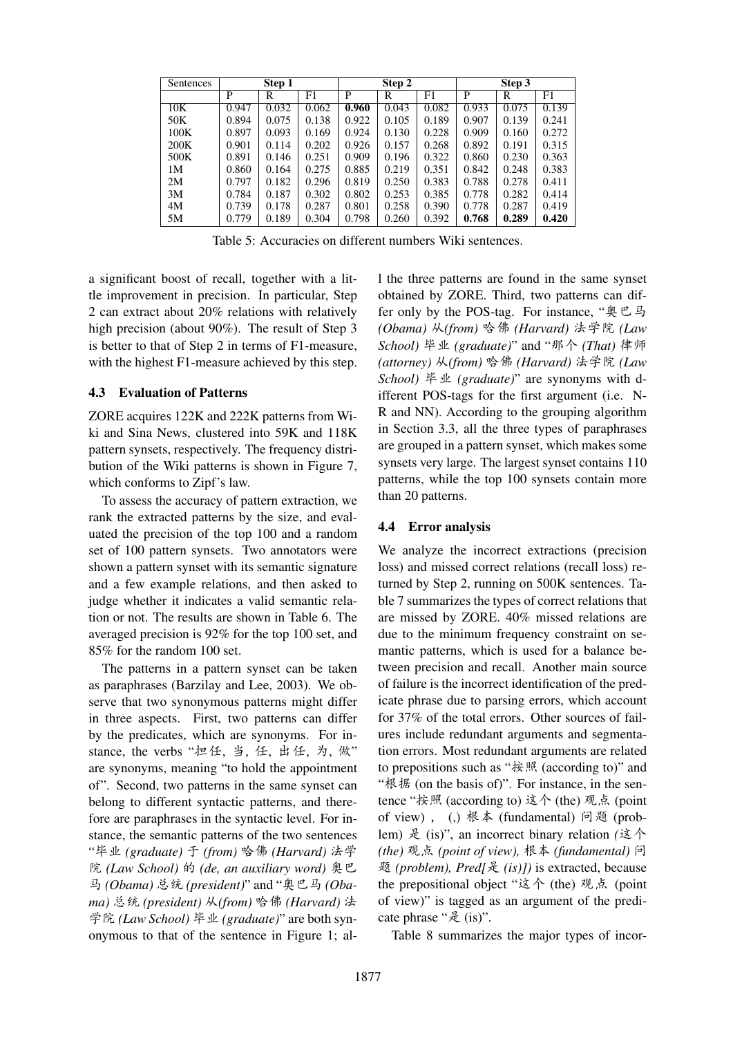| Sentences | Step 1 | | | Step 2 | | | Step 3 | | |
|---|---|---|---|---|---|---|---|---|---|
| | P | R | F1 | P | R | F1 | P | R | F1 |
| 10K | 0.947 | 0.032 | 0.062 | **0.960** | 0.043 | 0.082 | 0.933 | 0.075 | 0.139 |
| 50K | 0.894 | 0.075 | 0.138 | 0.922 | 0.105 | 0.189 | 0.907 | 0.139 | 0.241 |
| 100K | 0.897 | 0.093 | 0.169 | 0.924 | 0.130 | 0.228 | 0.909 | 0.160 | 0.272 |
| 200K | 0.901 | 0.114 | 0.202 | 0.926 | 0.157 | 0.268 | 0.892 | 0.191 | 0.315 |
| 500K | 0.891 | 0.146 | 0.251 | 0.909 | 0.196 | 0.322 | 0.860 | 0.230 | 0.363 |
| 1M | 0.860 | 0.164 | 0.275 | 0.885 | 0.219 | 0.351 | 0.842 | 0.248 | 0.383 |
| 2M | 0.797 | 0.182 | 0.296 | 0.819 | 0.250 | 0.383 | 0.788 | 0.278 | 0.411 |
| 3M | 0.784 | 0.187 | 0.302 | 0.802 | 0.253 | 0.385 | 0.778 | 0.282 | 0.414 |
| 4M | 0.739 | 0.178 | 0.287 | 0.801 | 0.258 | 0.390 | 0.778 | 0.287 | 0.419 |
| 5M | 0.779 | 0.189 | 0.304 | 0.798 | 0.260 | 0.392 | **0.768** | **0.289** | **0.420** |

Table 5: Accuracies on different numbers Wiki sentences.

a significant boost of recall, together with a little improvement in precision. In particular, Step 2 can extract about 20% relations with relatively high precision (about 90%). The result of Step 3 is better to that of Step 2 in terms of F1-measure, with the highest F1-measure achieved by this step.

### 4.3 Evaluation of Patterns

ZORE acquires 122K and 222K patterns from Wiki and Sina News, clustered into 59K and 118K pattern synsets, respectively. The frequency distribution of the Wiki patterns is shown in Figure 7, which conforms to Zipf's law.

To assess the accuracy of pattern extraction, we rank the extracted patterns by the size, and evaluated the precision of the top 100 and a random set of 100 pattern synsets. Two annotators were shown a pattern synset with its semantic signature and a few example relations, and then asked to judge whether it indicates a valid semantic relation or not. The results are shown in Table 6. The averaged precision is 92% for the top 100 set, and 85% for the random 100 set.

The patterns in a pattern synset can be taken as paraphrases (Barzilay and Lee, 2003). We observe that two synonymous patterns might differ in three aspects. First, two patterns can differ by the predicates, which are synonyms. For instance, the verbs "担任, 当, 任, 出任, 为, 做" are synonyms, meaning "to hold the appointment of". Second, two patterns in the same synset can belong to different syntactic patterns, and therefore are paraphrases in the syntactic level. For instance, the semantic patterns of the two sentences "毕业 *(graduate)* 于 *(from)* 哈佛 *(Harvard)* 法学院 *(Law School)* 的 *(de, an auxiliary word)* 奥巴马 *(Obama)* 总统 *(president)*" and "奥巴马 *(Obama)* 总统 *(president)* 从*(from)* 哈佛 *(Harvard)* 法学院 *(Law School)* 毕业 *(graduate)*" are both synonymous to that of the sentence in Figure 1; all the three patterns are found in the same synset obtained by ZORE. Third, two patterns can differ only by the POS-tag. For instance, "奥巴马 *(Obama)* 从*(from)* 哈佛 *(Harvard)* 法学院 *(Law School)* 毕业 *(graduate)*" and "那个 *(That)* 律师 *(attorney)* 从*(from)* 哈佛 *(Harvard)* 法学院 *(Law School)* 毕业 *(graduate)*" are synonyms with different POS-tags for the first argument (i.e. NR and NN). According to the grouping algorithm in Section 3.3, all the three types of paraphrases are grouped in a pattern synset, which makes some synsets very large. The largest synset contains 110 patterns, while the top 100 synsets contain more than 20 patterns.

### 4.4 Error analysis

We analyze the incorrect extractions (precision loss) and missed correct relations (recall loss) returned by Step 2, running on 500K sentences. Table 7 summarizes the types of correct relations that are missed by ZORE. 40% missed relations are due to the minimum frequency constraint on semantic patterns, which is used for a balance between precision and recall. Another main source of failure is the incorrect identification of the predicate phrase due to parsing errors, which account for 37% of the total errors. Other sources of failures include redundant arguments and segmentation errors. Most redundant arguments are related to prepositions such as "按照 (according to)" and "根据 (on the basis of)". For instance, in the sentence "按照 (according to) 这个 (the) 观点 (point of view) ， (,) 根本 (fundamental) 问题 (problem) 是 (is)", an incorrect binary relation *(*这个 *(the)* 观点 *(point of view),* 根本 *(fundamental)* 问题 *(problem), Pred[*是 *(is)])* is extracted, because the prepositional object "这个 (the) 观点 (point of view)" is tagged as an argument of the predicate phrase "是 (is)".

Table 8 summarizes the major types of incor-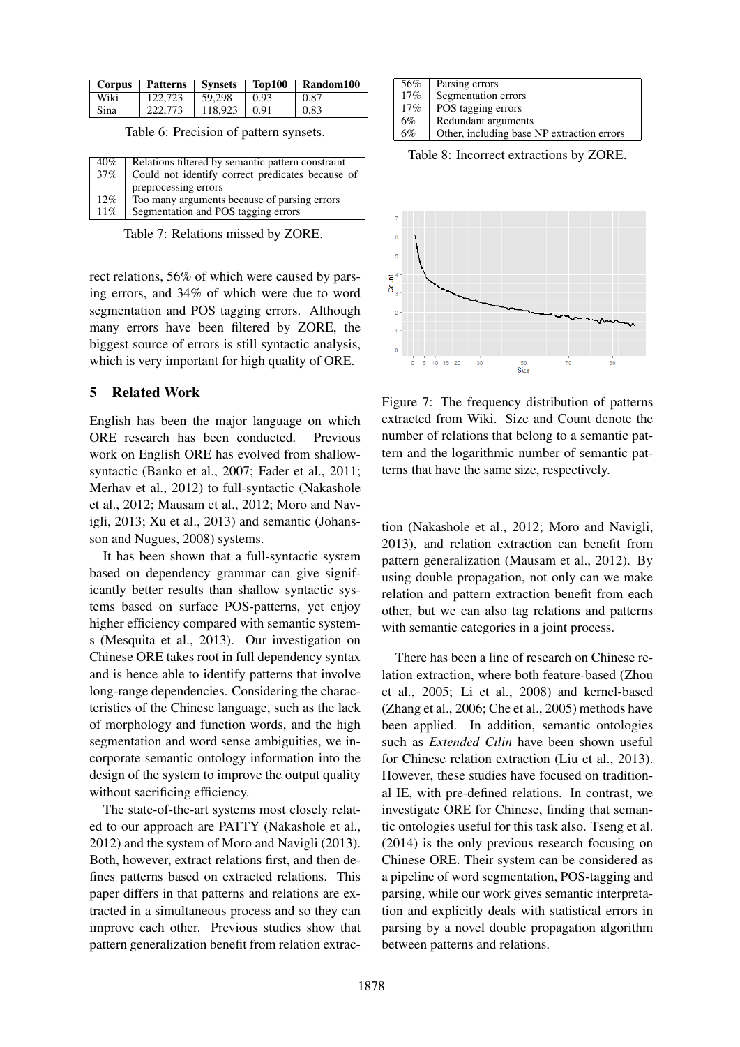| Corpus | Patterns | Synsets | Top100 | Random100 |
|---|---|---|---|---|
| Wiki | 122,723 | 59,298 | 0.93 | 0.87 |
| Sina | 222,773 | 118,923 | 0.91 | 0.83 |

Table 6: Precision of pattern synsets.

| | |
|---|---|
| 40% | Relations filtered by semantic pattern constraint |
| 37% | Could not identify correct predicates because of preprocessing errors |
| 12% | Too many arguments because of parsing errors |
| 11% | Segmentation and POS tagging errors |

Table 7: Relations missed by ZORE.

rect relations, 56% of which were caused by parsing errors, and 34% of which were due to word segmentation and POS tagging errors. Although many errors have been filtered by ZORE, the biggest source of errors is still syntactic analysis, which is very important for high quality of ORE.

## 5 Related Work

English has been the major language on which ORE research has been conducted. Previous work on English ORE has evolved from shallow-syntactic (Banko et al., 2007; Fader et al., 2011; Merhav et al., 2012) to full-syntactic (Nakashole et al., 2012; Mausam et al., 2012; Moro and Navigli, 2013; Xu et al., 2013) and semantic (Johansson and Nugues, 2008) systems.

It has been shown that a full-syntactic system based on dependency grammar can give significantly better results than shallow syntactic systems based on surface POS-patterns, yet enjoy higher efficiency compared with semantic systems (Mesquita et al., 2013). Our investigation on Chinese ORE takes root in full dependency syntax and is hence able to identify patterns that involve long-range dependencies. Considering the characteristics of the Chinese language, such as the lack of morphology and function words, and the high segmentation and word sense ambiguities, we incorporate semantic ontology information into the design of the system to improve the output quality without sacrificing efficiency.

The state-of-the-art systems most closely related to our approach are PATTY (Nakashole et al., 2012) and the system of Moro and Navigli (2013). Both, however, extract relations first, and then defines patterns based on extracted relations. This paper differs in that patterns and relations are extracted in a simultaneous process and so they can improve each other. Previous studies show that pattern generalization benefit from relation extraction (Nakashole et al., 2012; Moro and Navigli, 2013), and relation extraction can benefit from pattern generalization (Mausam et al., 2012). By using double propagation, not only can we make relation and pattern extraction benefit from each other, but we can also tag relations and patterns with semantic categories in a joint process.

There has been a line of research on Chinese relation extraction, where both feature-based (Zhou et al., 2005; Li et al., 2008) and kernel-based (Zhang et al., 2006; Che et al., 2005) methods have been applied. In addition, semantic ontologies such as *Extended Cilin* have been shown useful for Chinese relation extraction (Liu et al., 2013). However, these studies have focused on traditional IE, with pre-defined relations. In contrast, we investigate ORE for Chinese, finding that semantic ontologies useful for this task also. Tseng et al. (2014) is the only previous research focusing on Chinese ORE. Their system can be considered as a pipeline of word segmentation, POS-tagging and parsing, while our work gives semantic interpretation and explicitly deals with statistical errors in parsing by a novel double propagation algorithm between patterns and relations.

| | |
|---|---|
| 56% | Parsing errors |
| 17% | Segmentation errors |
| 17% | POS tagging errors |
| 6% | Redundant arguments |
| 6% | Other, including base NP extraction errors |

Table 8: Incorrect extractions by ZORE.

Figure 7: The frequency distribution of patterns extracted from Wiki. Size and Count denote the number of relations that belong to a semantic pattern and the logarithmic number of semantic patterns that have the same size, respectively.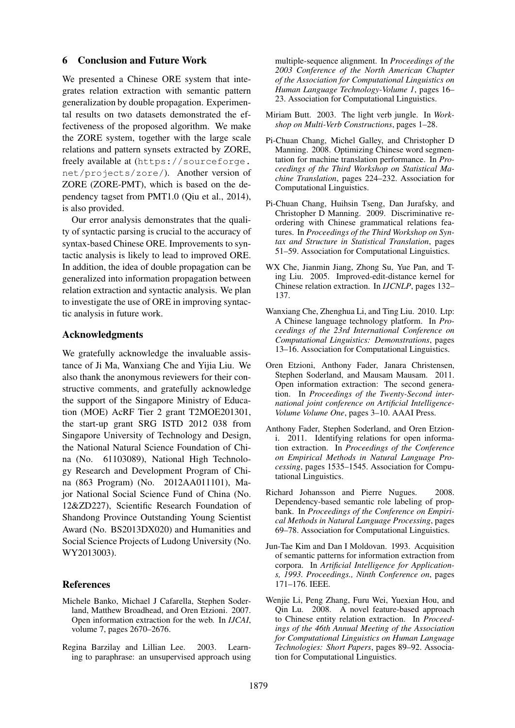## 6 Conclusion and Future Work

We presented a Chinese ORE system that integrates relation extraction with semantic pattern generalization by double propagation. Experimental results on two datasets demonstrated the effectiveness of the proposed algorithm. We make the ZORE system, together with the large scale relations and pattern synsets extracted by ZORE, freely available at (https://sourceforge.net/projects/zore/). Another version of ZORE (ZORE-PMT), which is based on the dependency tagset from PMT1.0 (Qiu et al., 2014), is also provided.

Our error analysis demonstrates that the quality of syntactic parsing is crucial to the accuracy of syntax-based Chinese ORE. Improvements to syntactic analysis is likely to lead to improved ORE. In addition, the idea of double propagation can be generalized into information propagation between relation extraction and syntactic analysis. We plan to investigate the use of ORE in improving syntactic analysis in future work.

### Acknowledgments

We gratefully acknowledge the invaluable assistance of Ji Ma, Wanxiang Che and Yijia Liu. We also thank the anonymous reviewers for their constructive comments, and gratefully acknowledge the support of the Singapore Ministry of Education (MOE) AcRF Tier 2 grant T2MOE201301, the start-up grant SRG ISTD 2012 038 from Singapore University of Technology and Design, the National Natural Science Foundation of China (No. 61103089), National High Technology Research and Development Program of China (863 Program) (No. 2012AA011101), Major National Social Science Fund of China (No. 12&ZD227), Scientific Research Foundation of Shandong Province Outstanding Young Scientist Award (No. BS2013DX020) and Humanities and Social Science Projects of Ludong University (No. WY2013003).

## References

Michele Banko, Michael J Cafarella, Stephen Soderland, Matthew Broadhead, and Oren Etzioni. 2007. Open information extraction for the web. In *IJCAI*, volume 7, pages 2670–2676.

Regina Barzilay and Lillian Lee. 2003. Learning to paraphrase: an unsupervised approach using multiple-sequence alignment. In *Proceedings of the 2003 Conference of the North American Chapter of the Association for Computational Linguistics on Human Language Technology-Volume 1*, pages 16–23. Association for Computational Linguistics.

Miriam Butt. 2003. The light verb jungle. In *Workshop on Multi-Verb Constructions*, pages 1–28.

Pi-Chuan Chang, Michel Galley, and Christopher D Manning. 2008. Optimizing Chinese word segmentation for machine translation performance. In *Proceedings of the Third Workshop on Statistical Machine Translation*, pages 224–232. Association for Computational Linguistics.

Pi-Chuan Chang, Huihsin Tseng, Dan Jurafsky, and Christopher D Manning. 2009. Discriminative reordering with Chinese grammatical relations features. In *Proceedings of the Third Workshop on Syntax and Structure in Statistical Translation*, pages 51–59. Association for Computational Linguistics.

WX Che, Jianmin Jiang, Zhong Su, Yue Pan, and Ting Liu. 2005. Improved-edit-distance kernel for Chinese relation extraction. In *IJCNLP*, pages 132–137.

Wanxiang Che, Zhenghua Li, and Ting Liu. 2010. Ltp: A Chinese language technology platform. In *Proceedings of the 23rd International Conference on Computational Linguistics: Demonstrations*, pages 13–16. Association for Computational Linguistics.

Oren Etzioni, Anthony Fader, Janara Christensen, Stephen Soderland, and Mausam Mausam. 2011. Open information extraction: The second generation. In *Proceedings of the Twenty-Second international joint conference on Artificial Intelligence-Volume Volume One*, pages 3–10. AAAI Press.

Anthony Fader, Stephen Soderland, and Oren Etzioni. 2011. Identifying relations for open information extraction. In *Proceedings of the Conference on Empirical Methods in Natural Language Processing*, pages 1535–1545. Association for Computational Linguistics.

Richard Johansson and Pierre Nugues. 2008. Dependency-based semantic role labeling of propbank. In *Proceedings of the Conference on Empirical Methods in Natural Language Processing*, pages 69–78. Association for Computational Linguistics.

Jun-Tae Kim and Dan I Moldovan. 1993. Acquisition of semantic patterns for information extraction from corpora. In *Artificial Intelligence for Applications, 1993. Proceedings., Ninth Conference on*, pages 171–176. IEEE.

Wenjie Li, Peng Zhang, Furu Wei, Yuexian Hou, and Qin Lu. 2008. A novel feature-based approach to Chinese entity relation extraction. In *Proceedings of the 46th Annual Meeting of the Association for Computational Linguistics on Human Language Technologies: Short Papers*, pages 89–92. Association for Computational Linguistics.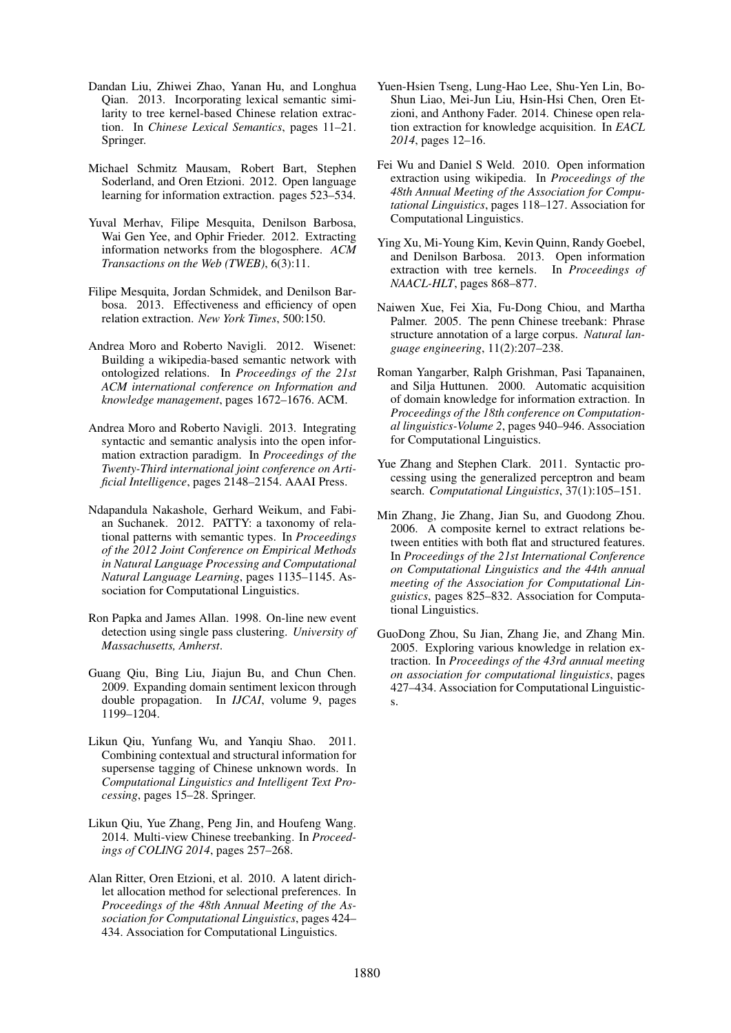Dandan Liu, Zhiwei Zhao, Yanan Hu, and Longhua Qian. 2013. Incorporating lexical semantic similarity to tree kernel-based Chinese relation extraction. In *Chinese Lexical Semantics*, pages 11–21. Springer.

Michael Schmitz Mausam, Robert Bart, Stephen Soderland, and Oren Etzioni. 2012. Open language learning for information extraction. pages 523–534.

Yuval Merhav, Filipe Mesquita, Denilson Barbosa, Wai Gen Yee, and Ophir Frieder. 2012. Extracting information networks from the blogosphere. *ACM Transactions on the Web (TWEB)*, 6(3):11.

Filipe Mesquita, Jordan Schmidek, and Denilson Barbosa. 2013. Effectiveness and efficiency of open relation extraction. *New York Times*, 500:150.

Andrea Moro and Roberto Navigli. 2012. Wisenet: Building a wikipedia-based semantic network with ontologized relations. In *Proceedings of the 21st ACM international conference on Information and knowledge management*, pages 1672–1676. ACM.

Andrea Moro and Roberto Navigli. 2013. Integrating syntactic and semantic analysis into the open information extraction paradigm. In *Proceedings of the Twenty-Third international joint conference on Artificial Intelligence*, pages 2148–2154. AAAI Press.

Ndapandula Nakashole, Gerhard Weikum, and Fabian Suchanek. 2012. PATTY: a taxonomy of relational patterns with semantic types. In *Proceedings of the 2012 Joint Conference on Empirical Methods in Natural Language Processing and Computational Natural Language Learning*, pages 1135–1145. Association for Computational Linguistics.

Ron Papka and James Allan. 1998. On-line new event detection using single pass clustering. *University of Massachusetts, Amherst*.

Guang Qiu, Bing Liu, Jiajun Bu, and Chun Chen. 2009. Expanding domain sentiment lexicon through double propagation. In *IJCAI*, volume 9, pages 1199–1204.

Likun Qiu, Yunfang Wu, and Yanqiu Shao. 2011. Combining contextual and structural information for supersense tagging of Chinese unknown words. In *Computational Linguistics and Intelligent Text Processing*, pages 15–28. Springer.

Likun Qiu, Yue Zhang, Peng Jin, and Houfeng Wang. 2014. Multi-view Chinese treebanking. In *Proceedings of COLING 2014*, pages 257–268.

Alan Ritter, Oren Etzioni, et al. 2010. A latent dirichlet allocation method for selectional preferences. In *Proceedings of the 48th Annual Meeting of the Association for Computational Linguistics*, pages 424–434. Association for Computational Linguistics.

Yuen-Hsien Tseng, Lung-Hao Lee, Shu-Yen Lin, Bo-Shun Liao, Mei-Jun Liu, Hsin-Hsi Chen, Oren Etzioni, and Anthony Fader. 2014. Chinese open relation extraction for knowledge acquisition. In *EACL 2014*, pages 12–16.

Fei Wu and Daniel S Weld. 2010. Open information extraction using wikipedia. In *Proceedings of the 48th Annual Meeting of the Association for Computational Linguistics*, pages 118–127. Association for Computational Linguistics.

Ying Xu, Mi-Young Kim, Kevin Quinn, Randy Goebel, and Denilson Barbosa. 2013. Open information extraction with tree kernels. In *Proceedings of NAACL-HLT*, pages 868–877.

Naiwen Xue, Fei Xia, Fu-Dong Chiou, and Martha Palmer. 2005. The penn Chinese treebank: Phrase structure annotation of a large corpus. *Natural language engineering*, 11(2):207–238.

Roman Yangarber, Ralph Grishman, Pasi Tapanainen, and Silja Huttunen. 2000. Automatic acquisition of domain knowledge for information extraction. In *Proceedings of the 18th conference on Computational linguistics-Volume 2*, pages 940–946. Association for Computational Linguistics.

Yue Zhang and Stephen Clark. 2011. Syntactic processing using the generalized perceptron and beam search. *Computational Linguistics*, 37(1):105–151.

Min Zhang, Jie Zhang, Jian Su, and Guodong Zhou. 2006. A composite kernel to extract relations between entities with both flat and structured features. In *Proceedings of the 21st International Conference on Computational Linguistics and the 44th annual meeting of the Association for Computational Linguistics*, pages 825–832. Association for Computational Linguistics.

GuoDong Zhou, Su Jian, Zhang Jie, and Zhang Min. 2005. Exploring various knowledge in relation extraction. In *Proceedings of the 43rd annual meeting on association for computational linguistics*, pages 427–434. Association for Computational Linguistics.